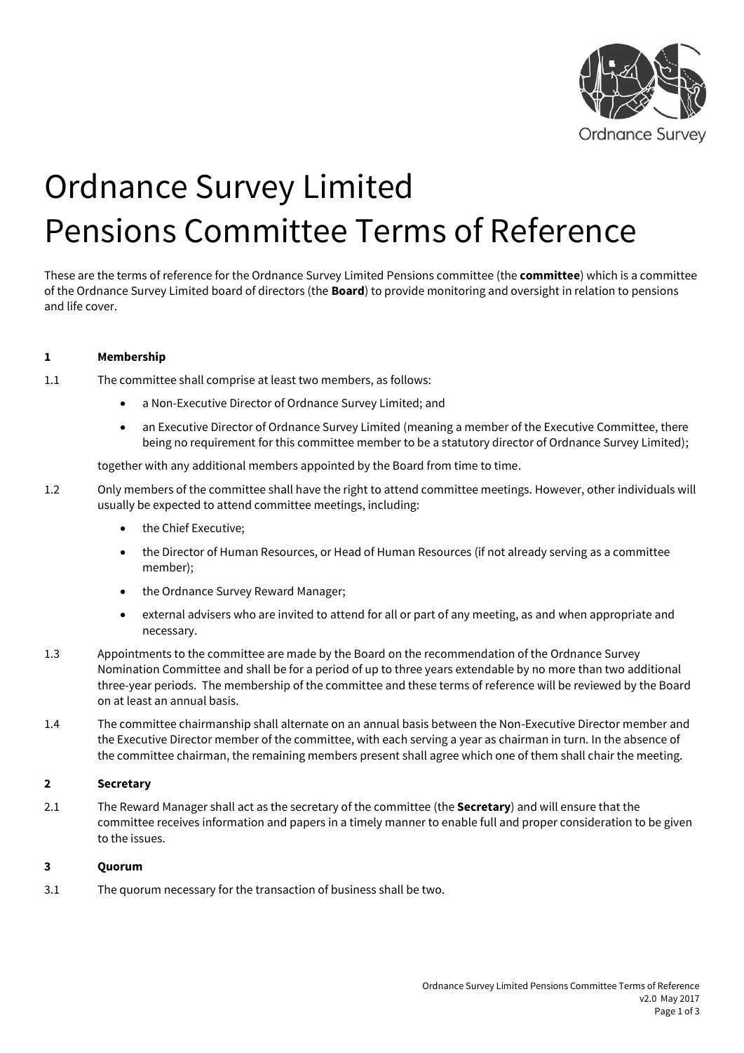# Ordnance Survey Limited
# Pensions Committee Terms of Reference

These are the terms of reference for the Ordnance Survey Limited Pensions committee (the **committee**) which is a committee of the Ordnance Survey Limited board of directors (the **Board**) to provide monitoring and oversight in relation to pensions and life cover.

**1 Membership**

1.1 The committee shall comprise at least two members, as follows:

- a Non-Executive Director of Ordnance Survey Limited; and
- an Executive Director of Ordnance Survey Limited (meaning a member of the Executive Committee, there being no requirement for this committee member to be a statutory director of Ordnance Survey Limited);

together with any additional members appointed by the Board from time to time.

1.2 Only members of the committee shall have the right to attend committee meetings. However, other individuals will usually be expected to attend committee meetings, including:

- the Chief Executive;
- the Director of Human Resources, or Head of Human Resources (if not already serving as a committee member);
- the Ordnance Survey Reward Manager;
- external advisers who are invited to attend for all or part of any meeting, as and when appropriate and necessary.

1.3 Appointments to the committee are made by the Board on the recommendation of the Ordnance Survey Nomination Committee and shall be for a period of up to three years extendable by no more than two additional three-year periods. The membership of the committee and these terms of reference will be reviewed by the Board on at least an annual basis.

1.4 The committee chairmanship shall alternate on an annual basis between the Non-Executive Director member and the Executive Director member of the committee, with each serving a year as chairman in turn. In the absence of the committee chairman, the remaining members present shall agree which one of them shall chair the meeting.

**2 Secretary**

2.1 The Reward Manager shall act as the secretary of the committee (the **Secretary**) and will ensure that the committee receives information and papers in a timely manner to enable full and proper consideration to be given to the issues.

**3 Quorum**

3.1 The quorum necessary for the transaction of business shall be two.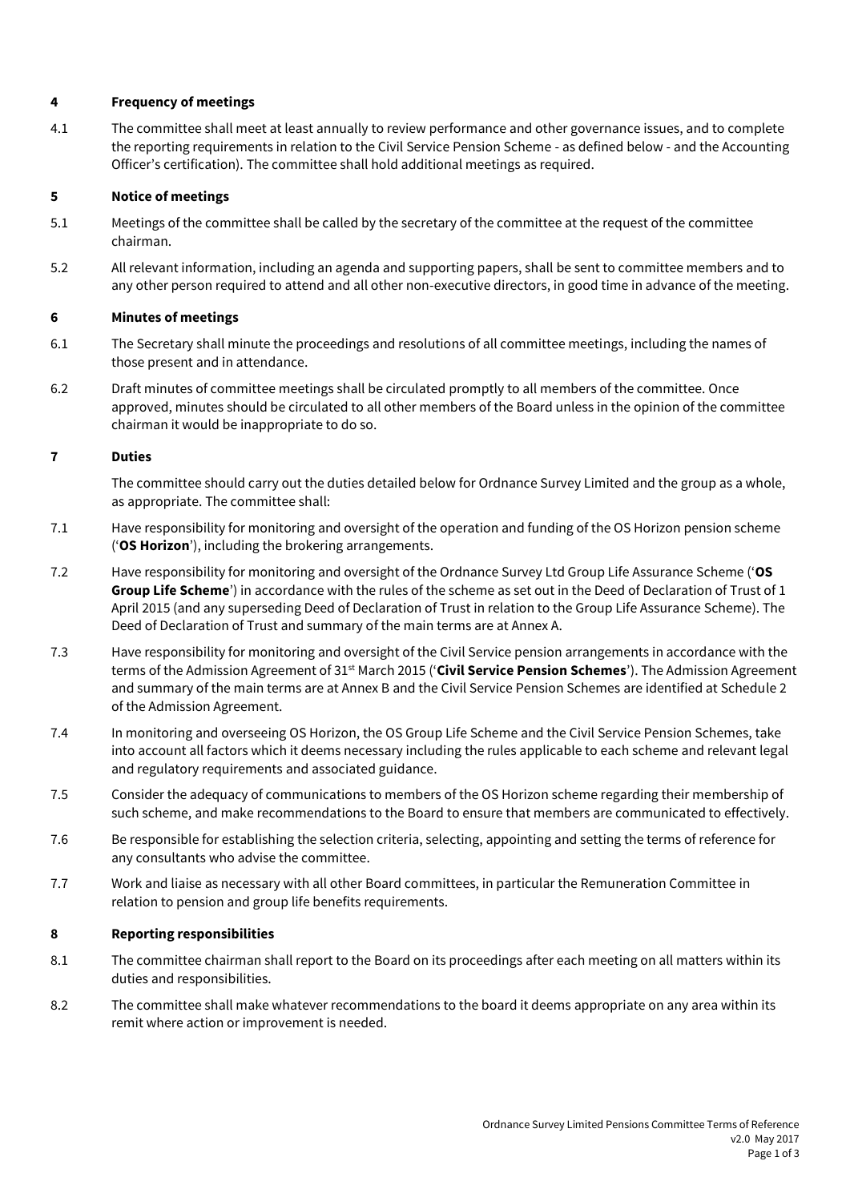## 4 Frequency of meetings

4.1 The committee shall meet at least annually to review performance and other governance issues, and to complete the reporting requirements in relation to the Civil Service Pension Scheme - as defined below - and the Accounting Officer's certification). The committee shall hold additional meetings as required.

## 5 Notice of meetings

5.1 Meetings of the committee shall be called by the secretary of the committee at the request of the committee chairman.

5.2 All relevant information, including an agenda and supporting papers, shall be sent to committee members and to any other person required to attend and all other non-executive directors, in good time in advance of the meeting.

## 6 Minutes of meetings

6.1 The Secretary shall minute the proceedings and resolutions of all committee meetings, including the names of those present and in attendance.

6.2 Draft minutes of committee meetings shall be circulated promptly to all members of the committee. Once approved, minutes should be circulated to all other members of the Board unless in the opinion of the committee chairman it would be inappropriate to do so.

## 7 Duties

The committee should carry out the duties detailed below for Ordnance Survey Limited and the group as a whole, as appropriate. The committee shall:

7.1 Have responsibility for monitoring and oversight of the operation and funding of the OS Horizon pension scheme ('**OS Horizon**'), including the brokering arrangements.

7.2 Have responsibility for monitoring and oversight of the Ordnance Survey Ltd Group Life Assurance Scheme ('**OS Group Life Scheme**') in accordance with the rules of the scheme as set out in the Deed of Declaration of Trust of 1 April 2015 (and any superseding Deed of Declaration of Trust in relation to the Group Life Assurance Scheme). The Deed of Declaration of Trust and summary of the main terms are at Annex A.

7.3 Have responsibility for monitoring and oversight of the Civil Service pension arrangements in accordance with the terms of the Admission Agreement of 31st March 2015 ('**Civil Service Pension Schemes**'). The Admission Agreement and summary of the main terms are at Annex B and the Civil Service Pension Schemes are identified at Schedule 2 of the Admission Agreement.

7.4 In monitoring and overseeing OS Horizon, the OS Group Life Scheme and the Civil Service Pension Schemes, take into account all factors which it deems necessary including the rules applicable to each scheme and relevant legal and regulatory requirements and associated guidance.

7.5 Consider the adequacy of communications to members of the OS Horizon scheme regarding their membership of such scheme, and make recommendations to the Board to ensure that members are communicated to effectively.

7.6 Be responsible for establishing the selection criteria, selecting, appointing and setting the terms of reference for any consultants who advise the committee.

7.7 Work and liaise as necessary with all other Board committees, in particular the Remuneration Committee in relation to pension and group life benefits requirements.

## 8 Reporting responsibilities

8.1 The committee chairman shall report to the Board on its proceedings after each meeting on all matters within its duties and responsibilities.

8.2 The committee shall make whatever recommendations to the board it deems appropriate on any area within its remit where action or improvement is needed.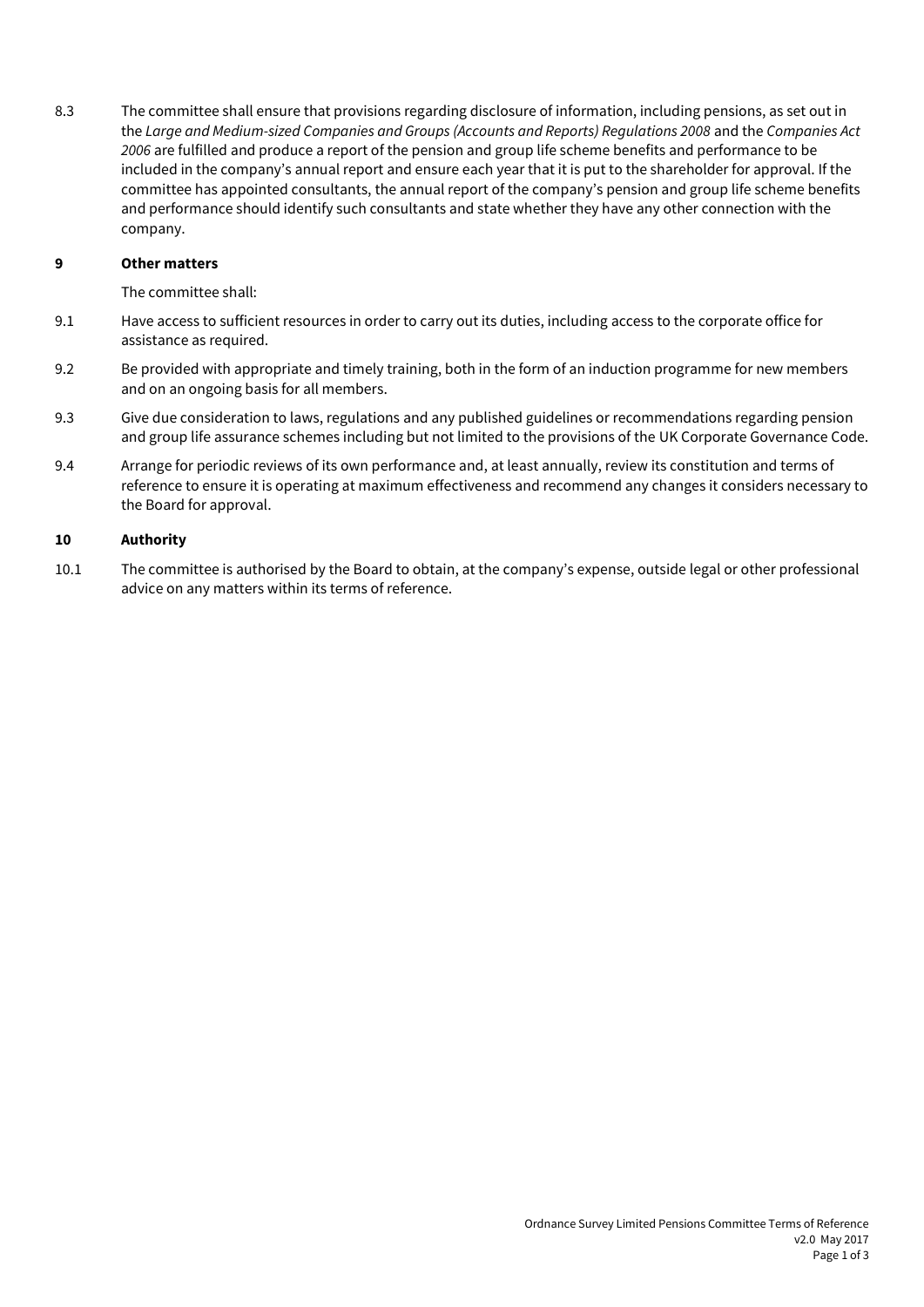8.3 The committee shall ensure that provisions regarding disclosure of information, including pensions, as set out in the *Large and Medium-sized Companies and Groups (Accounts and Reports) Regulations 2008* and the *Companies Act 2006* are fulfilled and produce a report of the pension and group life scheme benefits and performance to be included in the company's annual report and ensure each year that it is put to the shareholder for approval. If the committee has appointed consultants, the annual report of the company's pension and group life scheme benefits and performance should identify such consultants and state whether they have any other connection with the company.

## 9 Other matters

The committee shall:

9.1 Have access to sufficient resources in order to carry out its duties, including access to the corporate office for assistance as required.

9.2 Be provided with appropriate and timely training, both in the form of an induction programme for new members and on an ongoing basis for all members.

9.3 Give due consideration to laws, regulations and any published guidelines or recommendations regarding pension and group life assurance schemes including but not limited to the provisions of the UK Corporate Governance Code.

9.4 Arrange for periodic reviews of its own performance and, at least annually, review its constitution and terms of reference to ensure it is operating at maximum effectiveness and recommend any changes it considers necessary to the Board for approval.

## 10 Authority

10.1 The committee is authorised by the Board to obtain, at the company's expense, outside legal or other professional advice on any matters within its terms of reference.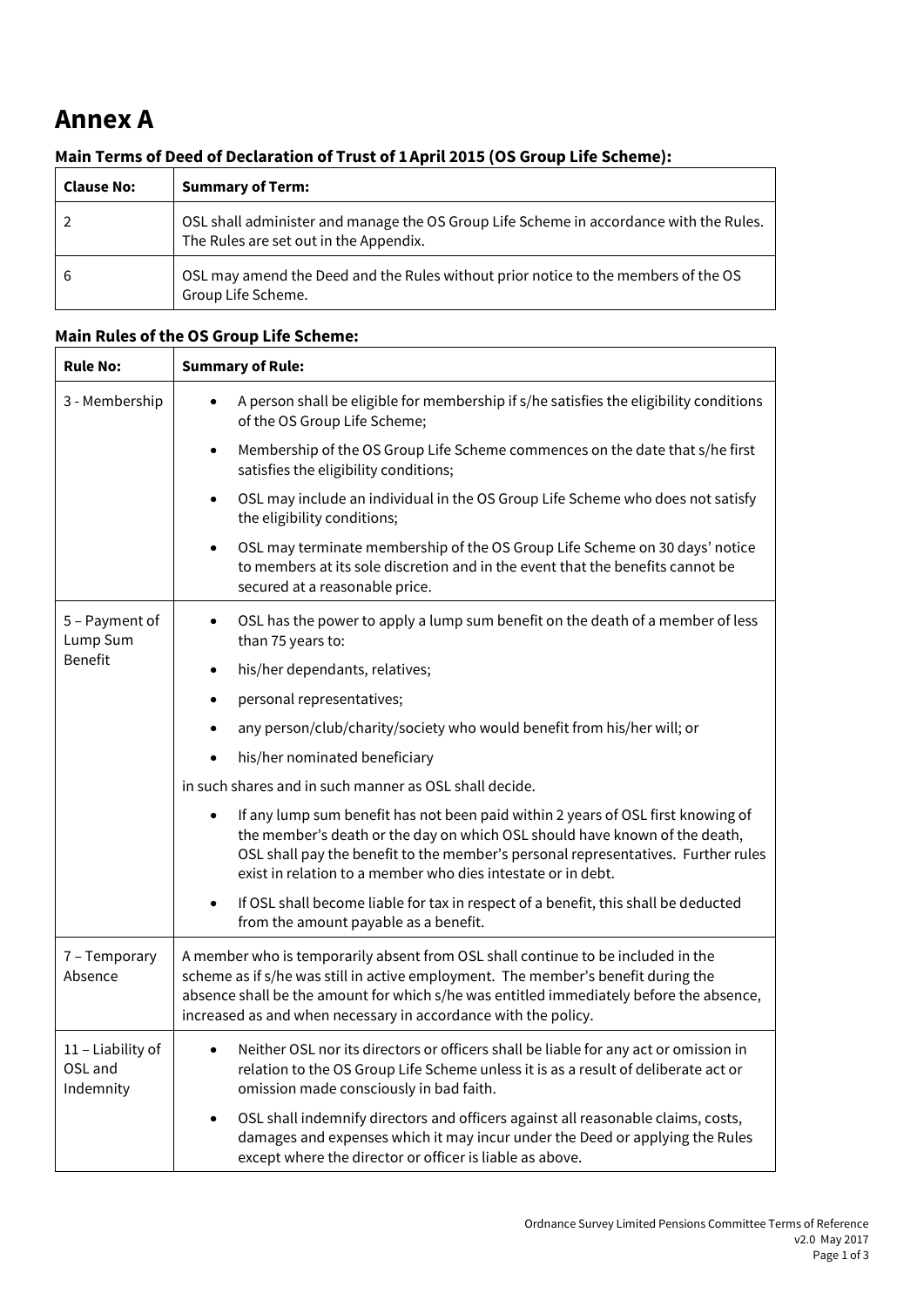# Annex A

### Main Terms of Deed of Declaration of Trust of 1 April 2015 (OS Group Life Scheme):

| Clause No: | Summary of Term: |
|---|---|
| 2 | OSL shall administer and manage the OS Group Life Scheme in accordance with the Rules. The Rules are set out in the Appendix. |
| 6 | OSL may amend the Deed and the Rules without prior notice to the members of the OS Group Life Scheme. |

### Main Rules of the OS Group Life Scheme:

| Rule No: | Summary of Rule: |
|---|---|
| 3 - Membership | • A person shall be eligible for membership if s/he satisfies the eligibility conditions of the OS Group Life Scheme;<br>• Membership of the OS Group Life Scheme commences on the date that s/he first satisfies the eligibility conditions;<br>• OSL may include an individual in the OS Group Life Scheme who does not satisfy the eligibility conditions;<br>• OSL may terminate membership of the OS Group Life Scheme on 30 days' notice to members at its sole discretion and in the event that the benefits cannot be secured at a reasonable price. |
| 5 – Payment of Lump Sum Benefit | • OSL has the power to apply a lump sum benefit on the death of a member of less than 75 years to:<br>• his/her dependants, relatives;<br>• personal representatives;<br>• any person/club/charity/society who would benefit from his/her will; or<br>• his/her nominated beneficiary<br>in such shares and in such manner as OSL shall decide.<br>• If any lump sum benefit has not been paid within 2 years of OSL first knowing of the member's death or the day on which OSL should have known of the death, OSL shall pay the benefit to the member's personal representatives. Further rules exist in relation to a member who dies intestate or in debt.<br>• If OSL shall become liable for tax in respect of a benefit, this shall be deducted from the amount payable as a benefit. |
| 7 – Temporary Absence | A member who is temporarily absent from OSL shall continue to be included in the scheme as if s/he was still in active employment. The member's benefit during the absence shall be the amount for which s/he was entitled immediately before the absence, increased as and when necessary in accordance with the policy. |
| 11 – Liability of OSL and Indemnity | • Neither OSL nor its directors or officers shall be liable for any act or omission in relation to the OS Group Life Scheme unless it is as a result of deliberate act or omission made consciously in bad faith.<br>• OSL shall indemnify directors and officers against all reasonable claims, costs, damages and expenses which it may incur under the Deed or applying the Rules except where the director or officer is liable as above. |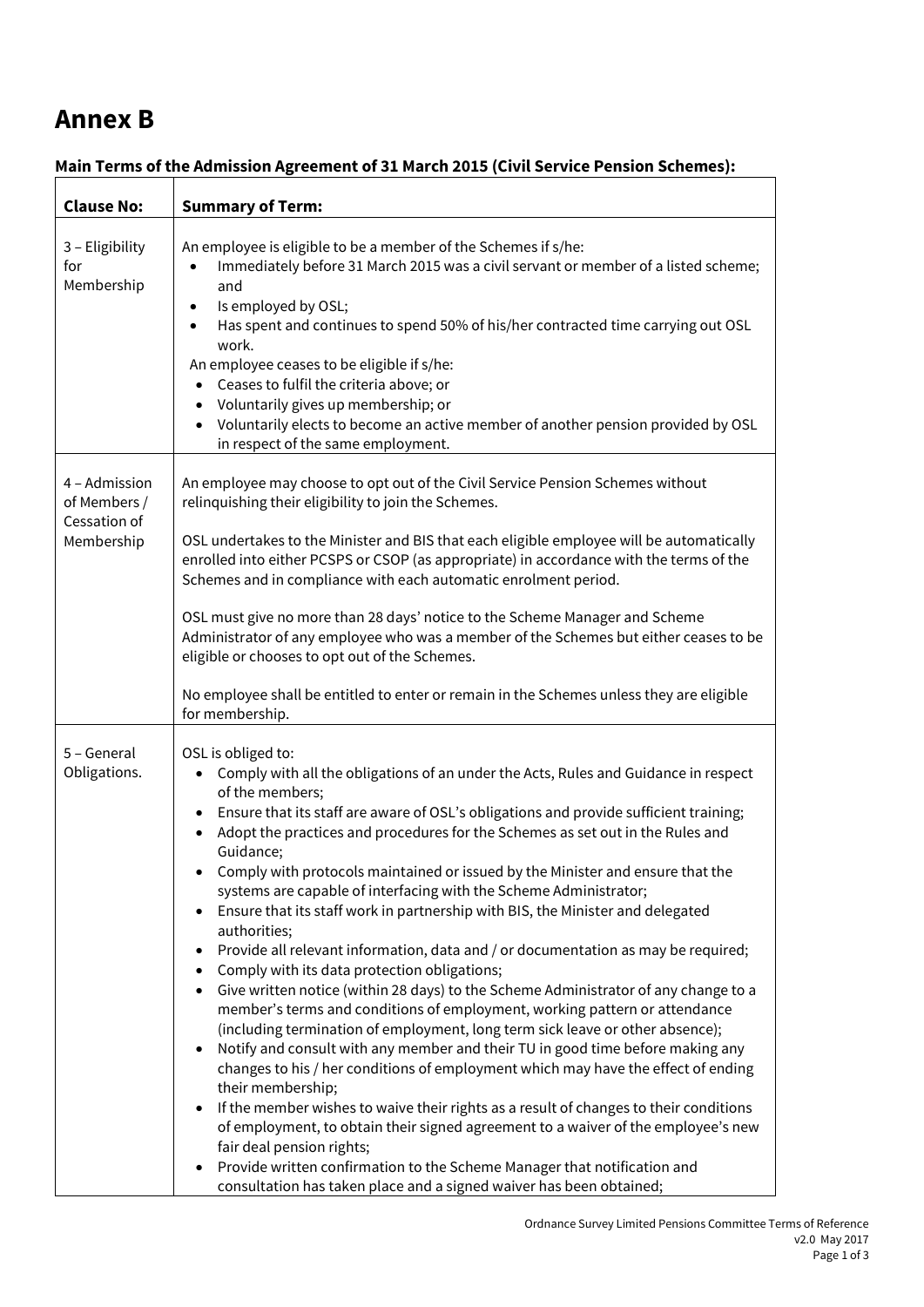# Annex B

**Main Terms of the Admission Agreement of 31 March 2015 (Civil Service Pension Schemes):**

| **Clause No:** | **Summary of Term:** |
|---|---|
| 3 – Eligibility for Membership | An employee is eligible to be a member of the Schemes if s/he:<br>• Immediately before 31 March 2015 was a civil servant or member of a listed scheme; and<br>• Is employed by OSL;<br>• Has spent and continues to spend 50% of his/her contracted time carrying out OSL work.<br>An employee ceases to be eligible if s/he:<br>• Ceases to fulfil the criteria above; or<br>• Voluntarily gives up membership; or<br>• Voluntarily elects to become an active member of another pension provided by OSL in respect of the same employment. |
| 4 – Admission of Members / Cessation of Membership | An employee may choose to opt out of the Civil Service Pension Schemes without relinquishing their eligibility to join the Schemes.<br><br>OSL undertakes to the Minister and BIS that each eligible employee will be automatically enrolled into either PCSPS or CSOP (as appropriate) in accordance with the terms of the Schemes and in compliance with each automatic enrolment period.<br><br>OSL must give no more than 28 days' notice to the Scheme Manager and Scheme Administrator of any employee who was a member of the Schemes but either ceases to be eligible or chooses to opt out of the Schemes.<br><br>No employee shall be entitled to enter or remain in the Schemes unless they are eligible for membership. |
| 5 – General Obligations. | OSL is obliged to:<br>• Comply with all the obligations of an under the Acts, Rules and Guidance in respect of the members;<br>• Ensure that its staff are aware of OSL's obligations and provide sufficient training;<br>• Adopt the practices and procedures for the Schemes as set out in the Rules and Guidance;<br>• Comply with protocols maintained or issued by the Minister and ensure that the systems are capable of interfacing with the Scheme Administrator;<br>• Ensure that its staff work in partnership with BIS, the Minister and delegated authorities;<br>• Provide all relevant information, data and / or documentation as may be required;<br>• Comply with its data protection obligations;<br>• Give written notice (within 28 days) to the Scheme Administrator of any change to a member's terms and conditions of employment, working pattern or attendance (including termination of employment, long term sick leave or other absence);<br>• Notify and consult with any member and their TU in good time before making any changes to his / her conditions of employment which may have the effect of ending their membership;<br>• If the member wishes to waive their rights as a result of changes to their conditions of employment, to obtain their signed agreement to a waiver of the employee's new fair deal pension rights;<br>• Provide written confirmation to the Scheme Manager that notification and consultation has taken place and a signed waiver has been obtained; |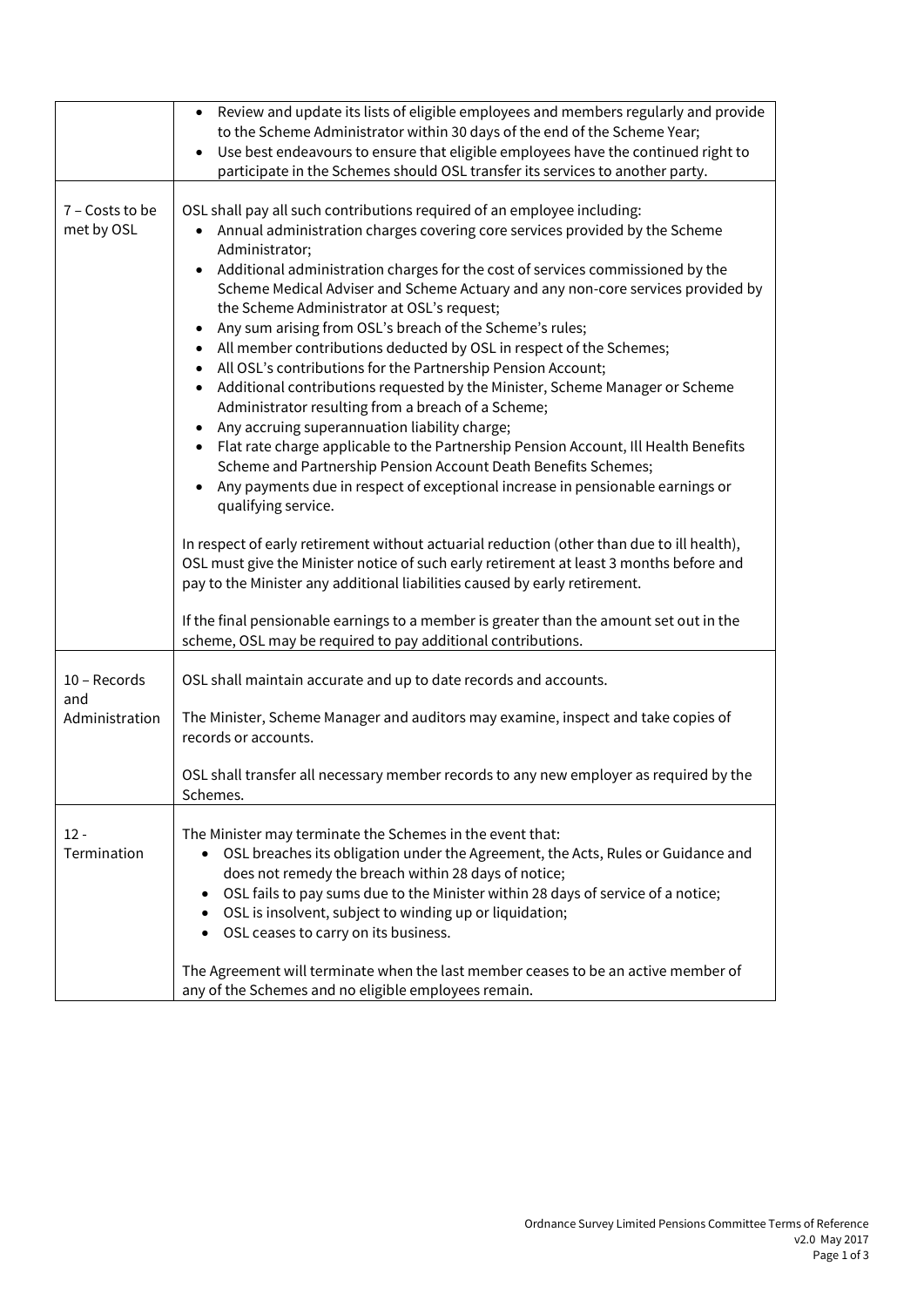| | |
|---|---|
| | • Review and update its lists of eligible employees and members regularly and provide to the Scheme Administrator within 30 days of the end of the Scheme Year;<br>• Use best endeavours to ensure that eligible employees have the continued right to participate in the Schemes should OSL transfer its services to another party. |
| 7 – Costs to be met by OSL | OSL shall pay all such contributions required of an employee including:<br>• Annual administration charges covering core services provided by the Scheme Administrator;<br>• Additional administration charges for the cost of services commissioned by the Scheme Medical Adviser and Scheme Actuary and any non-core services provided by the Scheme Administrator at OSL's request;<br>• Any sum arising from OSL's breach of the Scheme's rules;<br>• All member contributions deducted by OSL in respect of the Schemes;<br>• All OSL's contributions for the Partnership Pension Account;<br>• Additional contributions requested by the Minister, Scheme Manager or Scheme Administrator resulting from a breach of a Scheme;<br>• Any accruing superannuation liability charge;<br>• Flat rate charge applicable to the Partnership Pension Account, Ill Health Benefits Scheme and Partnership Pension Account Death Benefits Schemes;<br>• Any payments due in respect of exceptional increase in pensionable earnings or qualifying service.<br><br>In respect of early retirement without actuarial reduction (other than due to ill health), OSL must give the Minister notice of such early retirement at least 3 months before and pay to the Minister any additional liabilities caused by early retirement.<br><br>If the final pensionable earnings to a member is greater than the amount set out in the scheme, OSL may be required to pay additional contributions. |
| 10 – Records and Administration | OSL shall maintain accurate and up to date records and accounts.<br><br>The Minister, Scheme Manager and auditors may examine, inspect and take copies of records or accounts.<br><br>OSL shall transfer all necessary member records to any new employer as required by the Schemes. |
| 12 - Termination | The Minister may terminate the Schemes in the event that:<br>• OSL breaches its obligation under the Agreement, the Acts, Rules or Guidance and does not remedy the breach within 28 days of notice;<br>• OSL fails to pay sums due to the Minister within 28 days of service of a notice;<br>• OSL is insolvent, subject to winding up or liquidation;<br>• OSL ceases to carry on its business.<br><br>The Agreement will terminate when the last member ceases to be an active member of any of the Schemes and no eligible employees remain. |

Ordnance Survey Limited Pensions Committee Terms of Reference
v2.0 May 2017